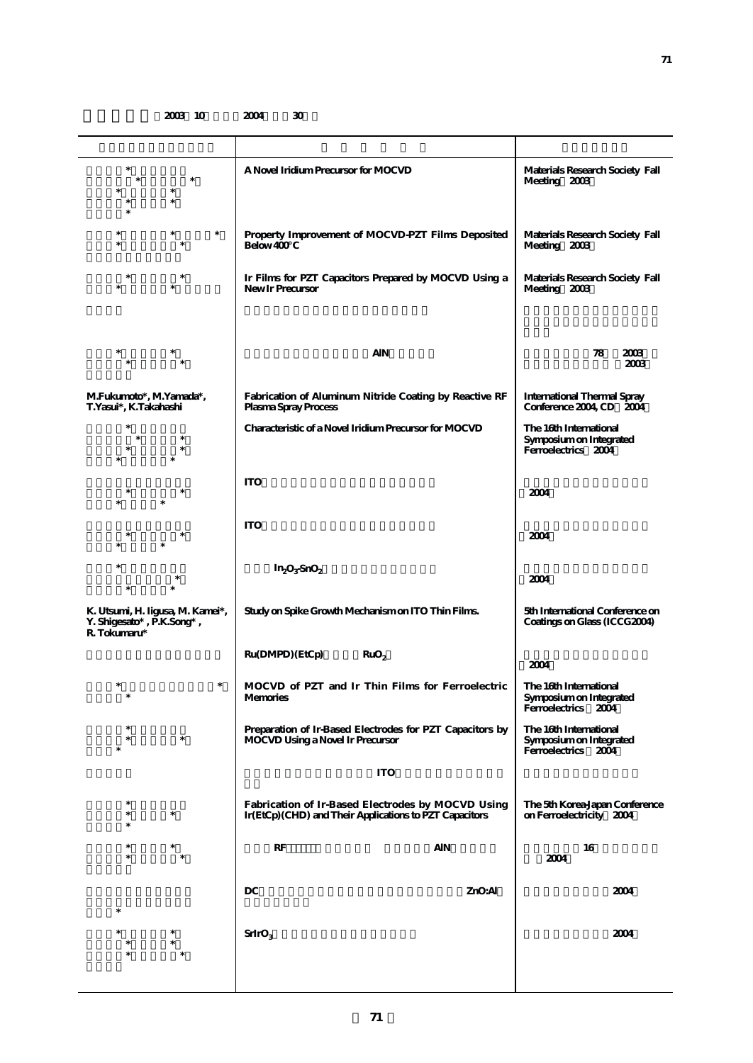2003 10 2004 30

| | | |
|---|---|---|
| \* <br> \* \* <br> \* \* <br> \* \* <br> \* | A Novel Iridium Precursor for MOCVD | Materials Research Society Fall Meeting 2003 |
| \* \* \* <br> \* \* | Property Improvement of MOCVD-PZT Films Deposited Below 400°C | Materials Research Society Fall Meeting 2003 |
| \* \* <br> \* \* | Ir Films for PZT Capacitors Prepared by MOCVD Using a New Ir Precursor | Materials Research Society Fall Meeting 2003 |
| | | |
| \* \* <br> \* \* | AlN | 78 2003 <br> 2003 |
| M.Fukumoto\*, M.Yamada\*, T.Yasui\*, K.Takahashi | Fabrication of Aluminum Nitride Coating by Reactive RF Plasma Spray Process | International Thermal Spray Conference 2004, CD 2004 |
| \* <br> \* \* <br> \* \* <br> \* \* | Characteristic of a Novel Iridium Precursor for MOCVD | The 16th International Symposium on Integrated Ferroelectrics 2004 |
| \* \* <br> \* \* | ITO | 2004 |
| \* \* <br> \* \* | ITO | 2004 |
| \* <br> \* <br> \* \* | $In_2O_3$-$SnO_2$ | 2004 |
| K. Utsumi, H. Iigusa, M. Kamei\*, Y. Shigesato\* , P.K.Song\* , R. Tokumaru\* | Study on Spike Growth Mechanism on ITO Thin Films. | 5th International Conference on Coatings on Glass (ICCG2004) |
| | Ru(DMPD)(EtCp) $RuO_2$ | 2004 |
| \* \* <br> \* | MOCVD of PZT and Ir Thin Films for Ferroelectric Memories | The 16th International Symposium on Integrated Ferroelectrics 2004 |
| \* <br> \* \* <br> \* | Preparation of Ir-Based Electrodes for PZT Capacitors by MOCVD Using a Novel Ir Precursor | The 16th International Symposium on Integrated Ferroelectrics 2004 |
| | ITO | |
| \* <br> \* \* <br> \* | Fabrication of Ir-Based Electrodes by MOCVD Using Ir(EtCp)(CHD) and Their Applications to PZT Capacitors | The 5th Korea-Japan Conference on Ferroelectricity 2004 |
| \* \* <br> \* \* | RF AlN | 16 <br> 2004 |
| <br> \* | DC ZnO:Al | 2004 |
| \* \* <br> \* \* <br> \* \* | $SrIrO_3$ | 2004 |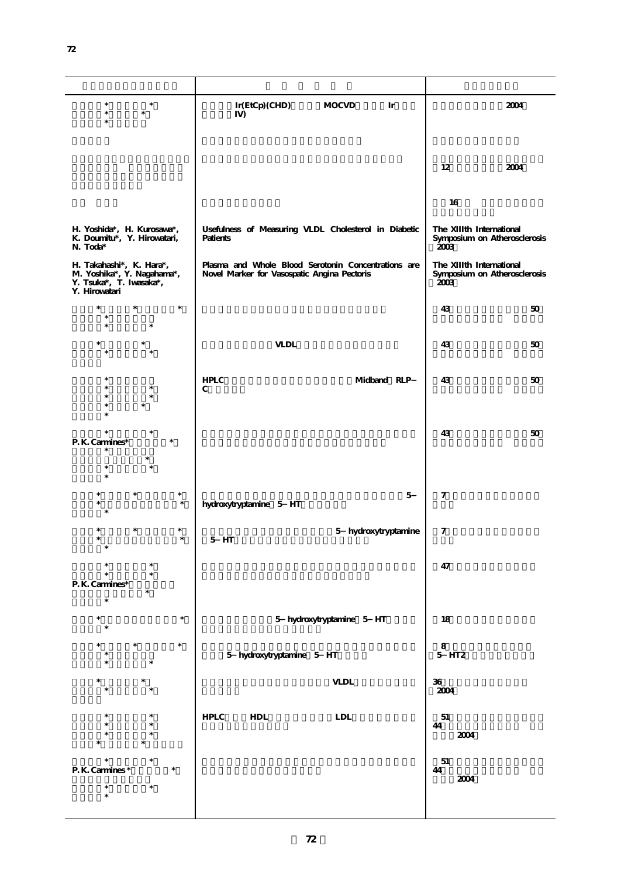| | | |
|---|---|---|
| * * <br> * * <br> * | Ir(EtCp)(CHD) MOCVD Ir <br> IV) | 2004 |
| | | |
| | | 12 2004 |
| | | 16 |
| H. Yoshida*, H. Kurosawa*, K. Doumitu*, Y. Hirowatari, N. Toda* | Usefulness of Measuring VLDL Cholesterol in Diabetic Patients | The XIIIth International Symposium on Atherosclerosis 2003 |
| H. Takahashi*, K. Hara*, M. Yoshika*, Y. Nagahama*, Y. Tsuka*, T. Iwasaka*, Y. Hirowatari | Plasma and Whole Blood Serotonin Concentrations are Novel Marker for Vasospatic Angina Pectoris | The XIIIth International Symposium on Atherosclerosis 2003 |
| * * * <br> * <br> * * | | 43 50 |
| * * <br> * * | VLDL | 43 50 |
| * <br> * * <br> * * <br> * * <br> * | HPLC Midband RLP–C | 43 50 |
| * * <br> P. K. Carmines* * <br> * <br> * <br> * * <br> * | | 43 50 |
| * * * <br> * * <br> * | 5– hydroxytryptamine 5–HT | 7 |
| * * * <br> * * <br> * | 5–hydroxytryptamine 5–HT | 7 |
| * * <br> * * <br> P. K. Carmines* <br> * <br> * | | 47 |
| * * <br> * | 5–hydroxytryptamine 5–HT | 18 |
| * * * <br> * <br> * * | 5–hydroxytryptamine 5–HT | 8 <br> 5–HT2 |
| * * <br> * * | VLDL | 36 <br> 2004 |
| * * <br> * * <br> * * <br> * * | HPLC HDL LDL | 51 <br> 44 <br> 2004 |
| * * <br> P. K. Carmines * * <br> * * <br> * | | 51 <br> 44 <br> 2004 |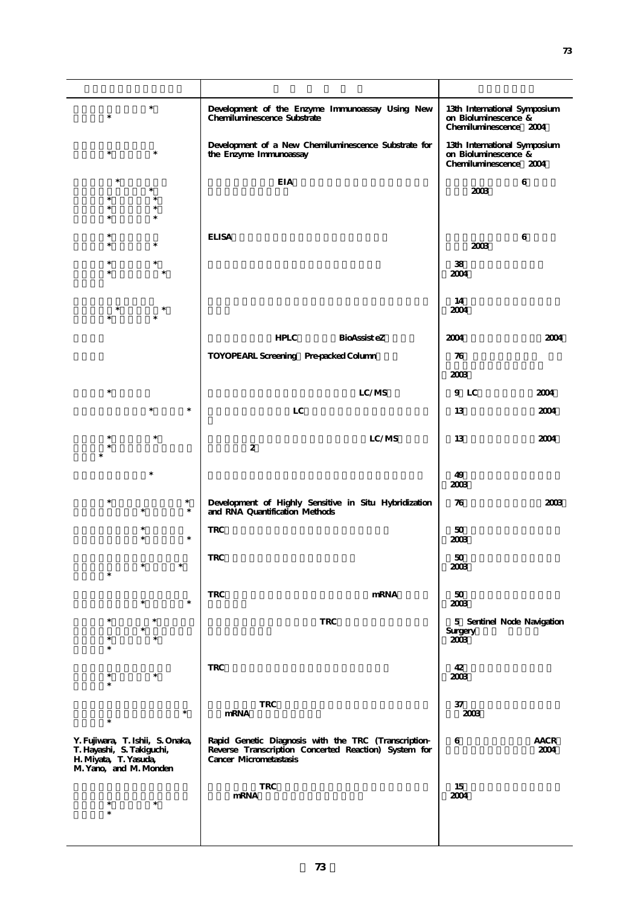| | | |
|---|---|---|
| * <br> * | Development of the Enzyme Immunoassay Using New Chemiluminescence Substrate | 13th International Symposium on Bioluminescence & Chemiluminescence 2004 |
| * * | Development of a New Chemiluminescence Substrate for the Enzyme Immunoassay | 13th International Symposium on Bioluminescence & Chemiluminescence 2004 |
| * <br> * <br> * * <br> * * <br> * * | EIA | 6 <br> 2003 |
| * <br> * * | ELISA | 6 <br> 2003 |
| * * <br> * * | | 38 <br> 2004 |
| * * <br> * * | | 14 <br> 2004 |
| | HPLC BioAssist eZ | 2004 2004 |
| | TOYOPEARL Screening Pre-packed Column | 76 <br> 2003 |
| * | LC/MS | 9 LC 2004 |
| * * | LC | 13 2004 |
| * * <br> * <br> * | LC/MS <br> 2 | 13 2004 |
| * | | 49 <br> 2003 |
| * * <br> * * | Development of Highly Sensitive in Situ Hybridization and RNA Quantification Methods | 76 2003 |
| * <br> * * | TRC | 50 <br> 2003 |
| * * <br> * | TRC | 50 <br> 2003 |
| * * | TRC mRNA | 50 <br> 2003 |
| * * <br> * <br> * * <br> * | TRC | 5 Sentinel Node Navigation Surgery <br> 2003 |
| * * <br> * | TRC | 42 <br> 2003 |
| * <br> * | TRC <br> mRNA | 37 <br> 2003 |
| Y. Fujiwara, T. Ishii, S. Onaka, T. Hayashi, S. Takiguchi, H. Miyata, T. Yasuda, M. Yano, and M. Monden | Rapid Genetic Diagnosis with the TRC (Transcription-Reverse Transcription Concerted Reaction) System for Cancer Micrometastasis | 6 AACR <br> 2004 |
| * * <br> * | TRC <br> mRNA | 15 <br> 2004 |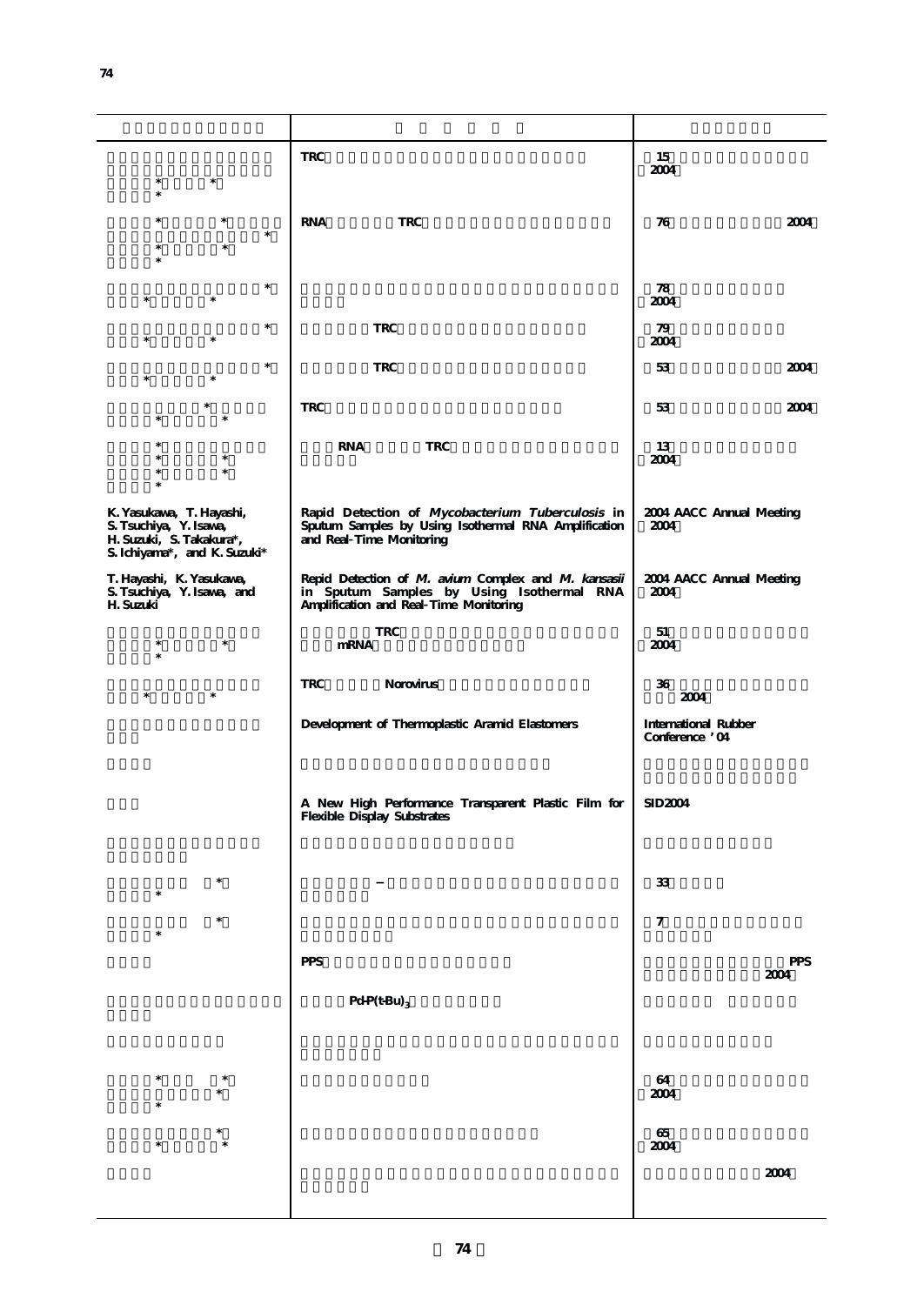| | | |
|---|---|---|
| <br>* *<br>* | TRC | 15<br>2004 |
| * *<br>*<br>* *<br>* | RNA TRC | 76 2004 |
| *<br>* * | | 78<br>2004 |
| *<br>* * | TRC | 79<br>2004 |
| *<br>* * | TRC | 53 2004 |
| *<br>* * | TRC | 53 2004 |
| *<br>* *<br>* *<br>* | RNA TRC | 13<br>2004 |
| K. Yasukawa, T. Hayashi, S. Tsuchiya, Y. Isawa, H. Suzuki, S. Takakura*, S. Ichiyama*, and K. Suzuki* | Rapid Detection of *Mycobacterium Tuberculosis* in Sputum Samples by Using Isothermal RNA Amplification and Real-Time Monitoring | 2004 AACC Annual Meeting<br>2004 |
| T. Hayashi, K. Yasukawa, S. Tsuchiya, Y. Isawa, and H. Suzuki | Repid Detection of *M. avium* Complex and *M. kansasii* in Sputum Samples by Using Isothermal RNA Amplification and Real-Time Monitoring | 2004 AACC Annual Meeting<br>2004 |
| <br>* *<br>* | TRC<br>mRNA | 51<br>2004 |
| <br>* * | TRC Norovirus | 36<br>2004 |
| | Development of Thermoplastic Aramid Elastomers | International Rubber Conference '04 |
| | | |
| | A New High Performance Transparent Plastic Film for Flexible Display Substrates | SID2004 |
| | | |
| *<br>* | – | 33 |
| *<br>* | | 7 |
| | PPS | PPS<br>2004 |
| | $Pd\text{-}P(t\text{-}Bu)_3$ | |
| | | |
| * *<br>*<br>* | | 64<br>2004 |
| *<br>* * | | 65<br>2004 |
| | | 2004 |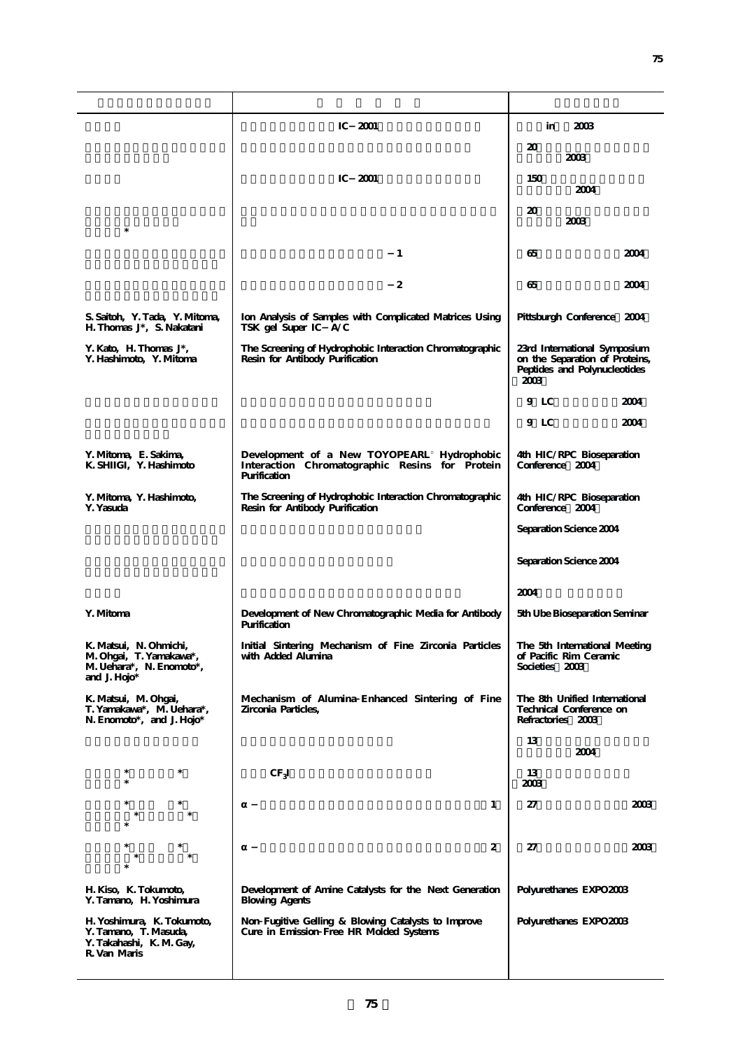| | | |
|---|---|---|
| | IC－2001 | in 2003 |
| | | 20 2003 |
| | IC－2001 | 150 2004 |
| * | | 20 2003 |
| | －1 | 65 2004 |
| | －2 | 65 2004 |
| **S. Saitoh, Y. Tada, Y. Mitoma, H. Thomas J\*, S. Nakatani** | **Ion Analysis of Samples with Complicated Matrices Using TSK gel Super IC－A/C** | **Pittsburgh Conference 2004** |
| **Y. Kato, H. Thomas J\*, Y. Hashimoto, Y. Mitoma** | **The Screening of Hydrophobic Interaction Chromatographic Resin for Antibody Purification** | **23rd International Symposium on the Separation of Proteins, Peptides and Polynucleotides 2003** |
| | | 9 LC 2004 |
| | | 9 LC 2004 |
| **Y. Mitoma, E. Sakima, K. SHIIGI, Y. Hashimoto** | **Development of a New TOYOPEARL® Hydrophobic Interaction Chromatographic Resins for Protein Purification** | **4th HIC/RPC Bioseparation Conference 2004** |
| **Y. Mitoma, Y. Hashimoto, Y. Yasuda** | **The Screening of Hydrophobic Interaction Chromatographic Resin for Antibody Purification** | **4th HIC/RPC Bioseparation Conference 2004** |
| | | **Separation Science 2004** |
| | | **Separation Science 2004** |
| | | 2004 |
| **Y. Mitoma** | **Development of New Chromatographic Media for Antibody Purification** | **5th Ube Bioseparation Seminar** |
| **K. Matsui, N. Ohmichi, M. Ohgai, T. Yamakawa\*, M. Uehara\*, N. Enomoto\*, and J. Hojo\*** | **Initial Sintering Mechanism of Fine Zirconia Particles with Added Alumina** | **The 5th International Meeting of Pacific Rim Ceramic Societies 2003** |
| **K. Matsui, M. Ohgai, T. Yamakawa\*, M. Uehara\*, N. Enomoto\*, and J. Hojo\*** | **Mechanism of Alumina-Enhanced Sintering of Fine Zirconia Particles,** | **The 8th Unified International Technical Conference on Refractories 2003** |
| | | 13 2004 |
| \* \* \* | $CF_3I$ | 13 2003 |
| \* \* \* \* \* | α－ 1 | 27 2003 |
| \* \* \* \* \* | α－ 2 | 27 2003 |
| **H. Kiso, K. Tokumoto, Y. Tamano, H. Yoshimura** | **Development of Amine Catalysts for the Next Generation Blowing Agents** | **Polyurethanes EXPO2003** |
| **H. Yoshimura, K. Tokumoto, Y. Tamano, T. Masuda, Y. Takahashi, K. M. Gay, R. Van Maris** | **Non-Fugitive Gelling & Blowing Catalysts to Improve Cure in Emission-Free HR Molded Systems** | **Polyurethanes EXPO2003** |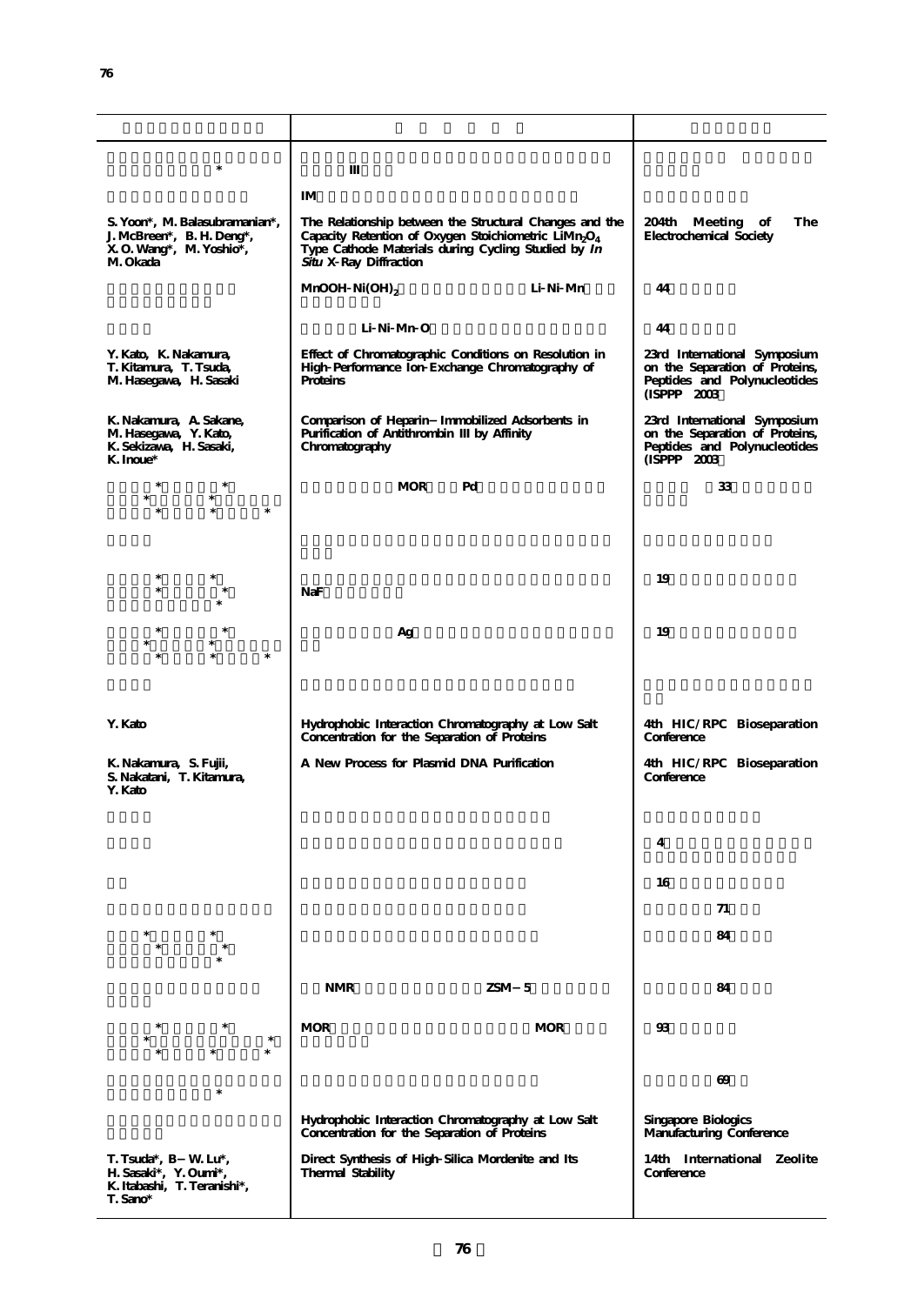| | | |
|---|---|---|
| * | III | |
| | IM | |
| S. Yoon*, M. Balasubramanian*, J. McBreen*, B. H. Deng*, X. O. Wang*, M. Yoshio*, M. Okada | The Relationship between the Structural Changes and the Capacity Retention of Oxygen Stoichiometric $LiMn_2O_4$ Type Cathode Materials during Cycling Studied by *In Situ* X-Ray Diffraction | 204th Meeting of The Electrochemical Society |
| | MnOOH-$Ni(OH)_2$ Li-Ni-Mn | 44 |
| | Li-Ni-Mn-O | 44 |
| Y. Kato, K. Nakamura, T. Kitamura, T. Tsuda, M. Hasegawa, H. Sasaki | Effect of Chromatographic Conditions on Resolution in High-Performance Ion-Exchange Chromatography of Proteins | 23rd International Symposium on the Separation of Proteins, Peptides and Polynucleotides (ISPPP 2003) |
| K. Nakamura, A. Sakane, M. Hasegawa, Y. Kato, K. Sekizawa, H. Sasaki, K. Inoue* | Comparison of Heparin－Immobilized Adsorbents in Purification of Antithrombin III by Affinity Chromatography | 23rd International Symposium on the Separation of Proteins, Peptides and Polynucleotides (ISPPP 2003) |
| * * * * * * * | MOR Pd | 33 |
| | | |
| * * * * * | NaF | 19 |
| * * * * * * * | Ag | 19 |
| | | |
| Y. Kato | Hydrophobic Interaction Chromatography at Low Salt Concentration for the Separation of Proteins | 4th HIC/RPC Bioseparation Conference |
| K. Nakamura, S. Fujii, S. Nakatani, T. Kitamura, Y. Kato | A New Process for Plasmid DNA Purification | 4th HIC/RPC Bioseparation Conference |
| | | |
| | | 4 |
| | | 16 |
| | | 71 |
| * * * * * | | 84 |
| | NMR ZSM－5 | 84 |
| * * * * * * * | MOR MOR | 93 |
| * | | 69 |
| | Hydrophobic Interaction Chromatography at Low Salt Concentration for the Separation of Proteins | Singapore Biologics Manufacturing Conference |
| T. Tsuda*, B－W. Lu*, H. Sasaki*, Y. Oumi*, K. Itabashi, T. Teranishi*, T. Sano* | Direct Synthesis of High-Silica Mordenite and Its Thermal Stability | 14th International Zeolite Conference |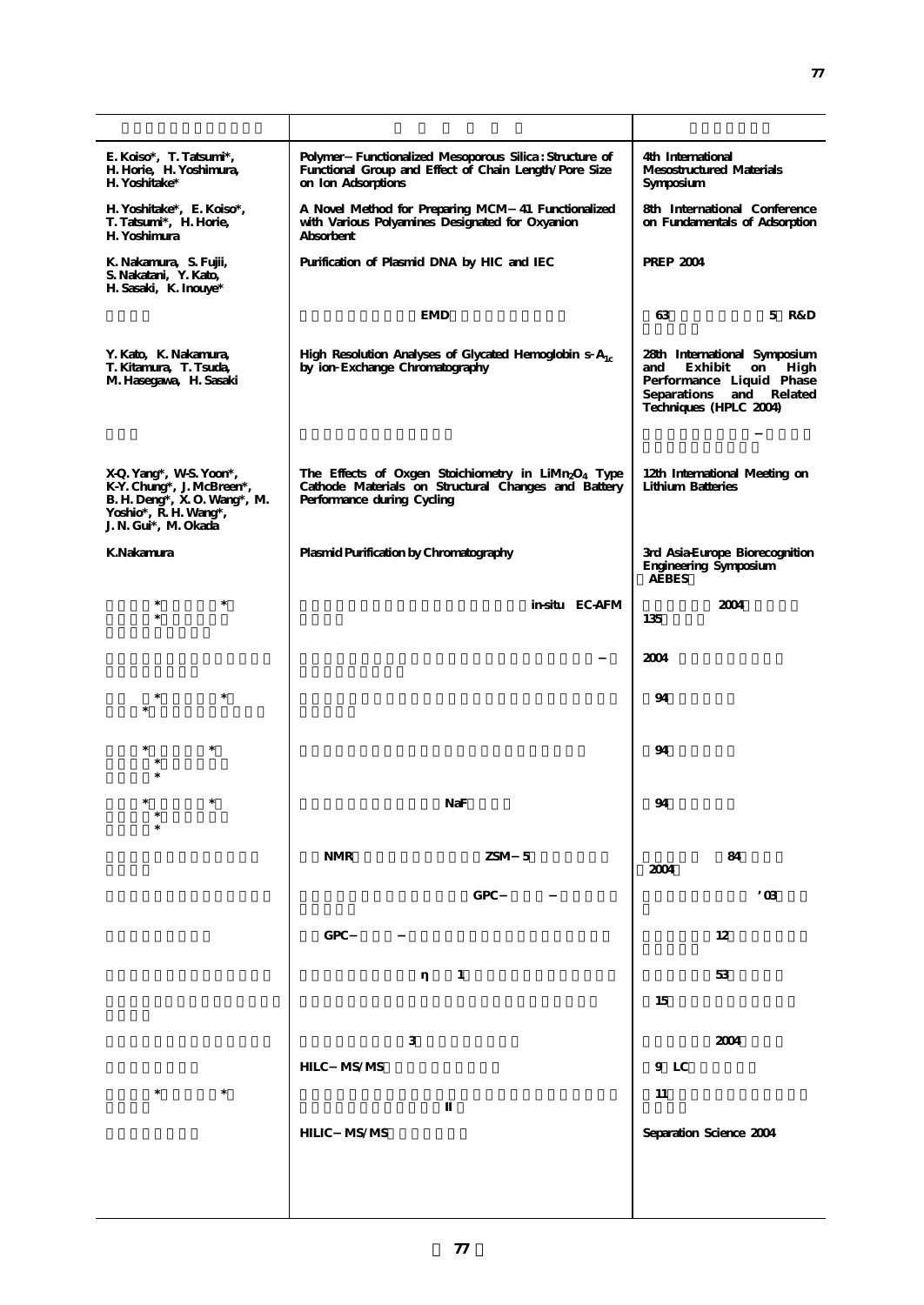| | | |
|---|---|---|
| E. Koiso*, T. Tatsumi*, H. Horie, H. Yoshimura, H. Yoshitake* | Polymer－Functionalized Mesoporous Silica : Structure of Functional Group and Effect of Chain Length/Pore Size on Ion Adsorptions | 4th International Mesostructured Materials Symposium |
| H. Yoshitake*, E. Koiso*, T. Tatsumi*, H. Horie, H. Yoshimura | A Novel Method for Preparing MCM－41 Functionalized with Various Polyamines Designated for Oxyanion Absorbent | 8th International Conference on Fundamentals of Adsorption |
| K. Nakamura, S. Fujii, S. Nakatani, Y. Kato, H. Sasaki, K. Inouye* | Purification of Plasmid DNA by HIC and IEC | PREP 2004 |
| | EMD | 63 5 R&D |
| Y. Kato, K. Nakamura, T. Kitamura, T. Tsuda, M. Hasegawa, H. Sasaki | High Resolution Analyses of Glycated Hemoglobin s-$A_{1c}$ by ion-Exchange Chromatography | 28th International Symposium and Exhibit on High Performance Liquid Phase Separations and Related Techniques (HPLC 2004) |
| | | － |
| X-Q. Yang*, W-S. Yoon*, K-Y. Chung*, J. McBreen*, B. H. Deng*, X. O. Wang*, M. Yoshio*, R. H. Wang*, J. N. Gui*, M. Okada | The Effects of Oxgen Stoichiometry in $LiMn_2O_4$ Type Cathode Materials on Structural Changes and Battery Performance during Cycling | 12th International Meeting on Lithium Batteries |
| K.Nakamura | Plasmid Purification by Chromatography | 3rd Asia-Europe Biorecognition Engineering Symposium AEBES |
| * * * | in-situ EC-AFM | 2004 135 |
| | － | 2004 |
| * * * | | 94 |
| * * * * | | 94 |
| * * * * | NaF | 94 |
| | NMR ZSM－5 | 84 2004 |
| | GPC－ － | '03 |
| | GPC－ － | 12 |
| | η 1 | 53 |
| | | 15 |
| | 3 | 2004 |
| | HILC－MS/MS | 9 LC |
| * * | II | 11 |
| | HILIC－MS/MS | Separation Science 2004 |